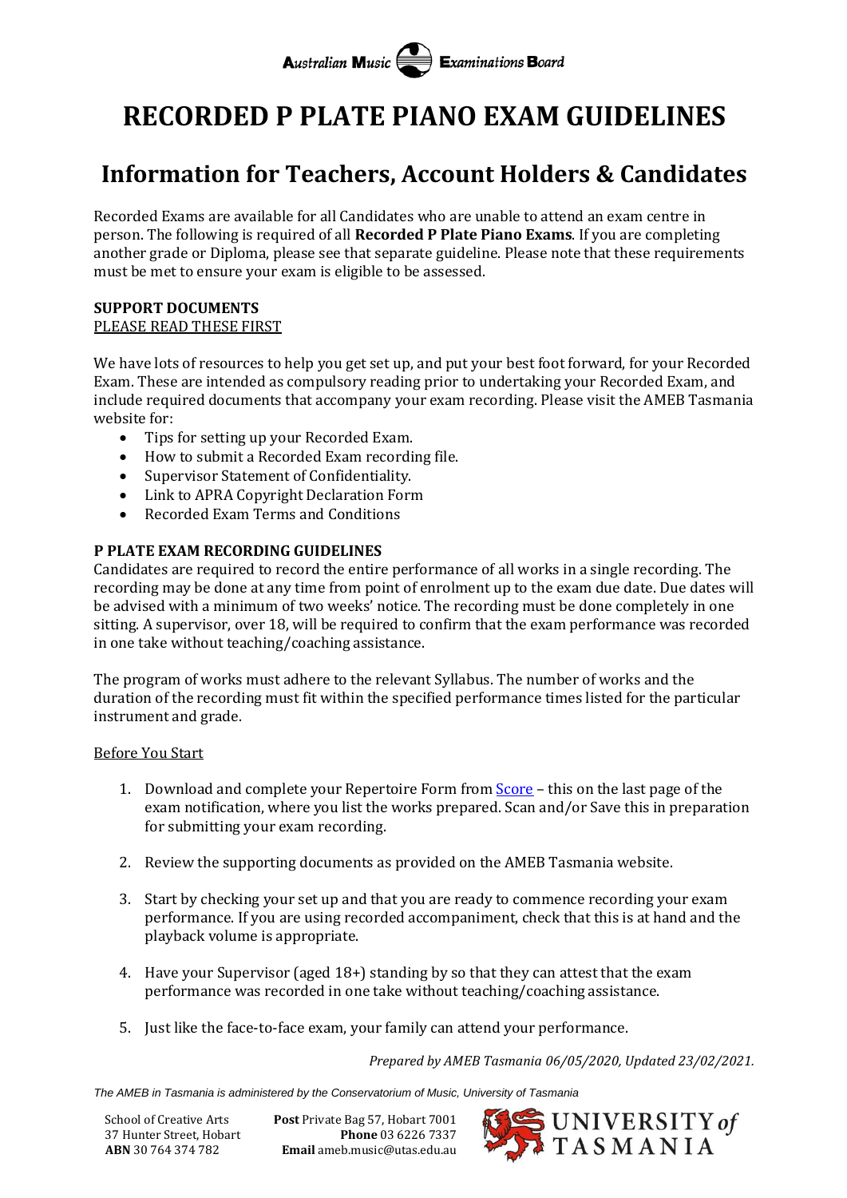Australian Music Examinations Board

# RECORDED P PLATE PIANO EXAM GUIDELINES

## Information for Teachers, Account Holders & Candidates

Recorded Exams are available for all Candidates who are unable to attend an exam centre in person. The following is required of all **Recorded P Plate Piano Exams**. If you are completing another grade or Diploma, please see that separate guideline. Please note that these requirements must be met to ensure your exam is eligible to be assessed.

**SUPPORT DOCUMENTS**

PLEASE READ THESE FIRST

We have lots of resources to help you get set up, and put your best foot forward, for your Recorded Exam. These are intended as compulsory reading prior to undertaking your Recorded Exam, and include required documents that accompany your exam recording. Please visit the AMEB Tasmania website for:

- Tips for setting up your Recorded Exam.
- How to submit a Recorded Exam recording file.
- Supervisor Statement of Confidentiality.
- Link to APRA Copyright Declaration Form
- Recorded Exam Terms and Conditions

**P PLATE EXAM RECORDING GUIDELINES**

Candidates are required to record the entire performance of all works in a single recording. The recording may be done at any time from point of enrolment up to the exam due date. Due dates will be advised with a minimum of two weeks' notice. The recording must be done completely in one sitting. A supervisor, over 18, will be required to confirm that the exam performance was recorded in one take without teaching/coaching assistance.

The program of works must adhere to the relevant Syllabus. The number of works and the duration of the recording must fit within the specified performance times listed for the particular instrument and grade.

Before You Start

1. Download and complete your Repertoire Form from Score – this on the last page of the exam notification, where you list the works prepared. Scan and/or Save this in preparation for submitting your exam recording.

2. Review the supporting documents as provided on the AMEB Tasmania website.

3. Start by checking your set up and that you are ready to commence recording your exam performance. If you are using recorded accompaniment, check that this is at hand and the playback volume is appropriate.

4. Have your Supervisor (aged 18+) standing by so that they can attest that the exam performance was recorded in one take without teaching/coaching assistance.

5. Just like the face-to-face exam, your family can attend your performance.

*Prepared by AMEB Tasmania 06/05/2020, Updated 23/02/2021.*

*The AMEB in Tasmania is administered by the Conservatorium of Music, University of Tasmania*

School of Creative Arts
37 Hunter Street, Hobart
**ABN** 30 764 374 782

**Post** Private Bag 57, Hobart 7001
**Phone** 03 6226 7337
**Email** ameb.music@utas.edu.au

UNIVERSITY of TASMANIA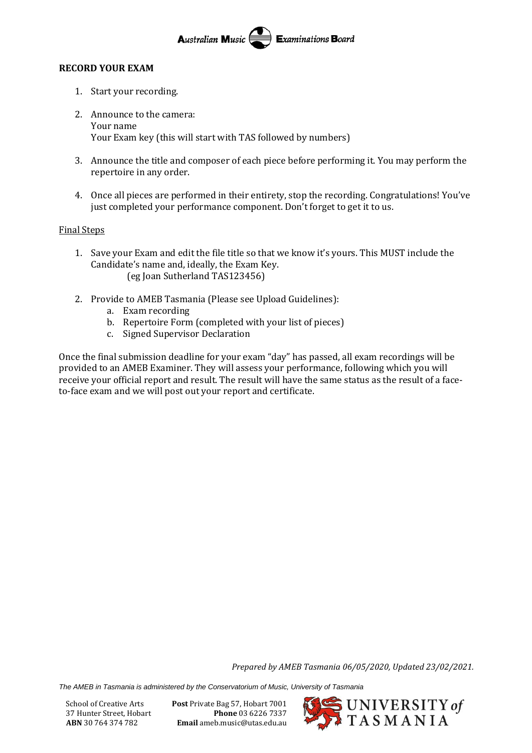**RECORD YOUR EXAM**

1. Start your recording.
2. Announce to the camera:  
   Your name  
   Your Exam key (this will start with TAS followed by numbers)
3. Announce the title and composer of each piece before performing it. You may perform the repertoire in any order.
4. Once all pieces are performed in their entirety, stop the recording. Congratulations! You've just completed your performance component. Don't forget to get it to us.

Final Steps

1. Save your Exam and edit the file title so that we know it's yours. This MUST include the Candidate's name and, ideally, the Exam Key.  
   (eg Joan Sutherland TAS123456)
2. Provide to AMEB Tasmania (Please see Upload Guidelines):
   a. Exam recording
   b. Repertoire Form (completed with your list of pieces)
   c. Signed Supervisor Declaration

Once the final submission deadline for your exam "day" has passed, all exam recordings will be provided to an AMEB Examiner. They will assess your performance, following which you will receive your official report and result. The result will have the same status as the result of a face-to-face exam and we will post out your report and certificate.

*Prepared by AMEB Tasmania 06/05/2020, Updated 23/02/2021.*

*The AMEB in Tasmania is administered by the Conservatorium of Music, University of Tasmania*

School of Creative Arts  
37 Hunter Street, Hobart  
**ABN** 30 764 374 782

**Post** Private Bag 57, Hobart 7001  
**Phone** 03 6226 7337  
**Email** ameb.music@utas.edu.au

UNIVERSITY of TASMANIA